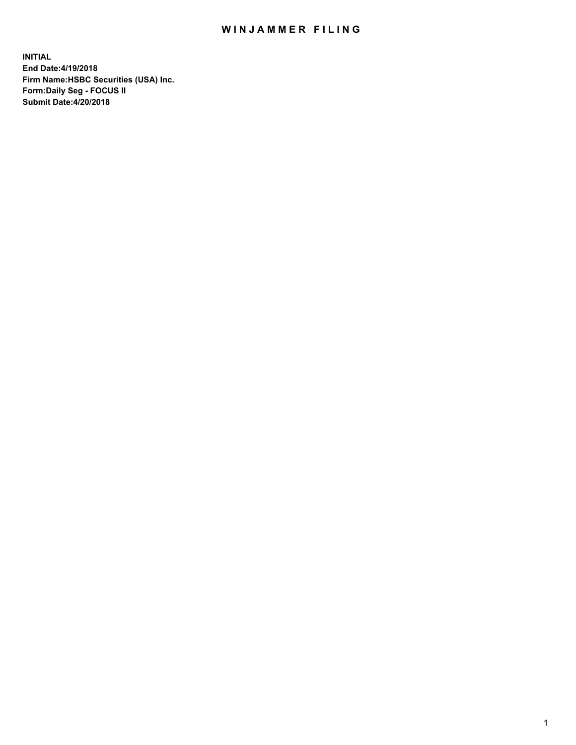# WINJAMMER FILING

**INITIAL**
**End Date:4/19/2018**
**Firm Name:HSBC Securities (USA) Inc.**
**Form:Daily Seg - FOCUS II**
**Submit Date:4/20/2018**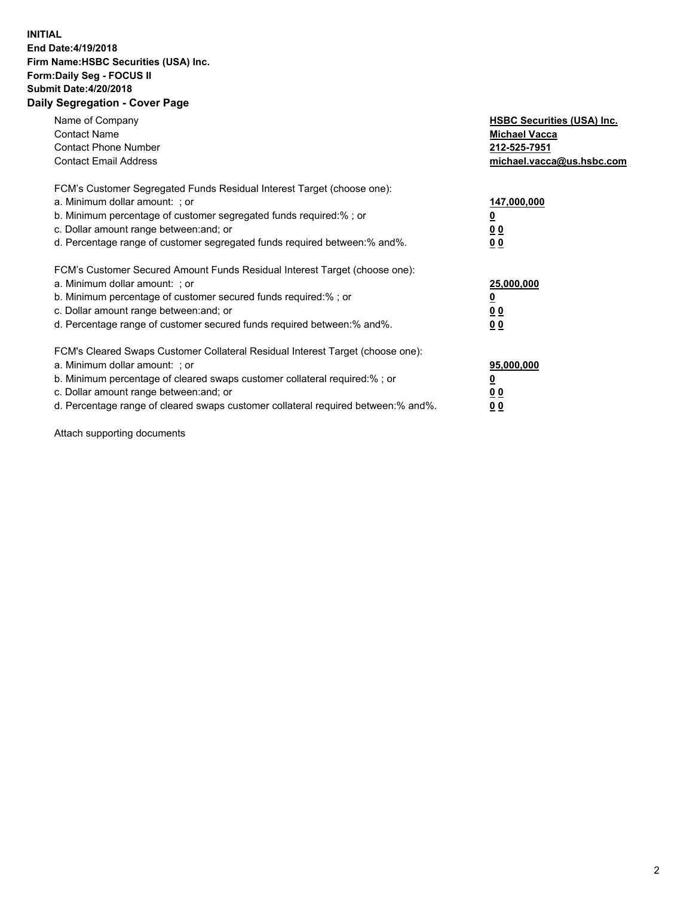**INITIAL**
**End Date:4/19/2018**
**Firm Name:HSBC Securities (USA) Inc.**
**Form:Daily Seg - FOCUS II**
**Submit Date:4/20/2018**

## Daily Segregation - Cover Page

| | |
|---|---|
| Name of Company | **HSBC Securities (USA) Inc.** |
| Contact Name | **Michael Vacca** |
| Contact Phone Number | **212-525-7951** |
| Contact Email Address | **michael.vacca@us.hsbc.com** |

| | |
|---|---|
| FCM's Customer Segregated Funds Residual Interest Target (choose one): | |
| a. Minimum dollar amount: ; or | **147,000,000** |
| b. Minimum percentage of customer segregated funds required:% ; or | **0** |
| c. Dollar amount range between:and; or | **0 0** |
| d. Percentage range of customer segregated funds required between:% and%. | **0 0** |

| | |
|---|---|
| FCM's Customer Secured Amount Funds Residual Interest Target (choose one): | |
| a. Minimum dollar amount: ; or | **25,000,000** |
| b. Minimum percentage of customer secured funds required:% ; or | **0** |
| c. Dollar amount range between:and; or | **0 0** |
| d. Percentage range of customer secured funds required between:% and%. | **0 0** |

| | |
|---|---|
| FCM's Cleared Swaps Customer Collateral Residual Interest Target (choose one): | |
| a. Minimum dollar amount: ; or | **95,000,000** |
| b. Minimum percentage of cleared swaps customer collateral required:% ; or | **0** |
| c. Dollar amount range between:and; or | **0 0** |
| d. Percentage range of cleared swaps customer collateral required between:% and%. | **0 0** |

Attach supporting documents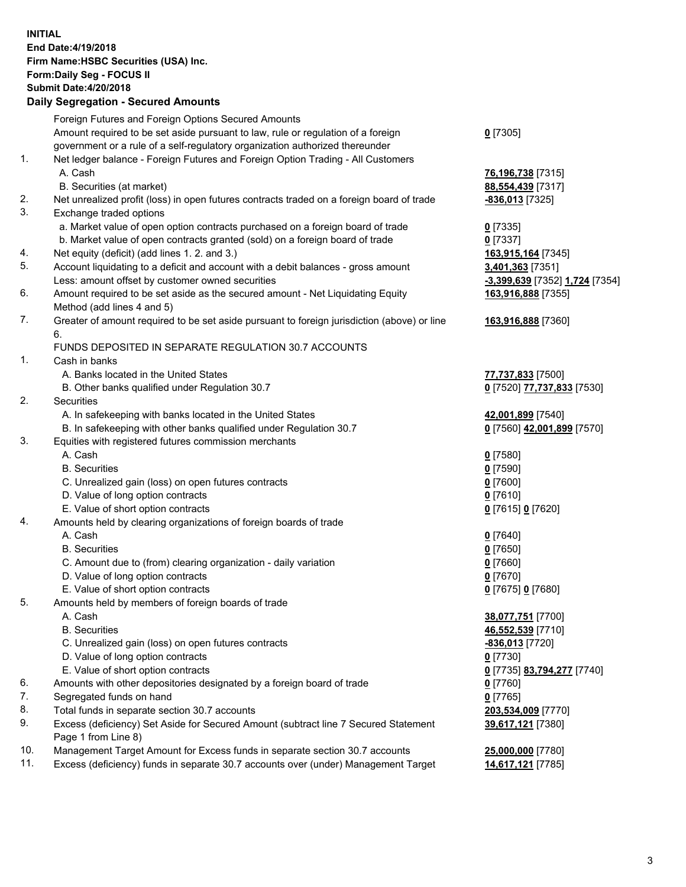**INITIAL**
**End Date:4/19/2018**
**Firm Name:HSBC Securities (USA) Inc.**
**Form:Daily Seg - FOCUS II**
**Submit Date:4/20/2018**

**Daily Segregation - Secured Amounts**

| | | |
|---|---|---|
| | Foreign Futures and Foreign Options Secured Amounts | |
| | Amount required to be set aside pursuant to law, rule or regulation of a foreign government or a rule of a self-regulatory organization authorized thereunder | **0** [7305] |
| 1. | Net ledger balance - Foreign Futures and Foreign Option Trading - All Customers | |
| | A. Cash | **76,196,738** [7315] |
| | B. Securities (at market) | **88,554,439** [7317] |
| 2. | Net unrealized profit (loss) in open futures contracts traded on a foreign board of trade | **-836,013** [7325] |
| 3. | Exchange traded options | |
| | a. Market value of open option contracts purchased on a foreign board of trade | **0** [7335] |
| | b. Market value of open contracts granted (sold) on a foreign board of trade | **0** [7337] |
| 4. | Net equity (deficit) (add lines 1. 2. and 3.) | **163,915,164** [7345] |
| 5. | Account liquidating to a deficit and account with a debit balances - gross amount | **3,401,363** [7351] |
| | Less: amount offset by customer owned securities | **-3,399,639** [7352] **1,724** [7354] |
| 6. | Amount required to be set aside as the secured amount - Net Liquidating Equity Method (add lines 4 and 5) | **163,916,888** [7355] |
| 7. | Greater of amount required to be set aside pursuant to foreign jurisdiction (above) or line 6. | **163,916,888** [7360] |
| | FUNDS DEPOSITED IN SEPARATE REGULATION 30.7 ACCOUNTS | |
| 1. | Cash in banks | |
| | A. Banks located in the United States | **77,737,833** [7500] |
| | B. Other banks qualified under Regulation 30.7 | **0** [7520] **77,737,833** [7530] |
| 2. | Securities | |
| | A. In safekeeping with banks located in the United States | **42,001,899** [7540] |
| | B. In safekeeping with other banks qualified under Regulation 30.7 | **0** [7560] **42,001,899** [7570] |
| 3. | Equities with registered futures commission merchants | |
| | A. Cash | **0** [7580] |
| | B. Securities | **0** [7590] |
| | C. Unrealized gain (loss) on open futures contracts | **0** [7600] |
| | D. Value of long option contracts | **0** [7610] |
| | E. Value of short option contracts | **0** [7615] **0** [7620] |
| 4. | Amounts held by clearing organizations of foreign boards of trade | |
| | A. Cash | **0** [7640] |
| | B. Securities | **0** [7650] |
| | C. Amount due to (from) clearing organization - daily variation | **0** [7660] |
| | D. Value of long option contracts | **0** [7670] |
| | E. Value of short option contracts | **0** [7675] **0** [7680] |
| 5. | Amounts held by members of foreign boards of trade | |
| | A. Cash | **38,077,751** [7700] |
| | B. Securities | **46,552,539** [7710] |
| | C. Unrealized gain (loss) on open futures contracts | **-836,013** [7720] |
| | D. Value of long option contracts | **0** [7730] |
| | E. Value of short option contracts | **0** [7735] **83,794,277** [7740] |
| 6. | Amounts with other depositories designated by a foreign board of trade | **0** [7760] |
| 7. | Segregated funds on hand | **0** [7765] |
| 8. | Total funds in separate section 30.7 accounts | **203,534,009** [7770] |
| 9. | Excess (deficiency) Set Aside for Secured Amount (subtract line 7 Secured Statement Page 1 from Line 8) | **39,617,121** [7380] |
| 10. | Management Target Amount for Excess funds in separate section 30.7 accounts | **25,000,000** [7780] |
| 11. | Excess (deficiency) funds in separate 30.7 accounts over (under) Management Target | **14,617,121** [7785] |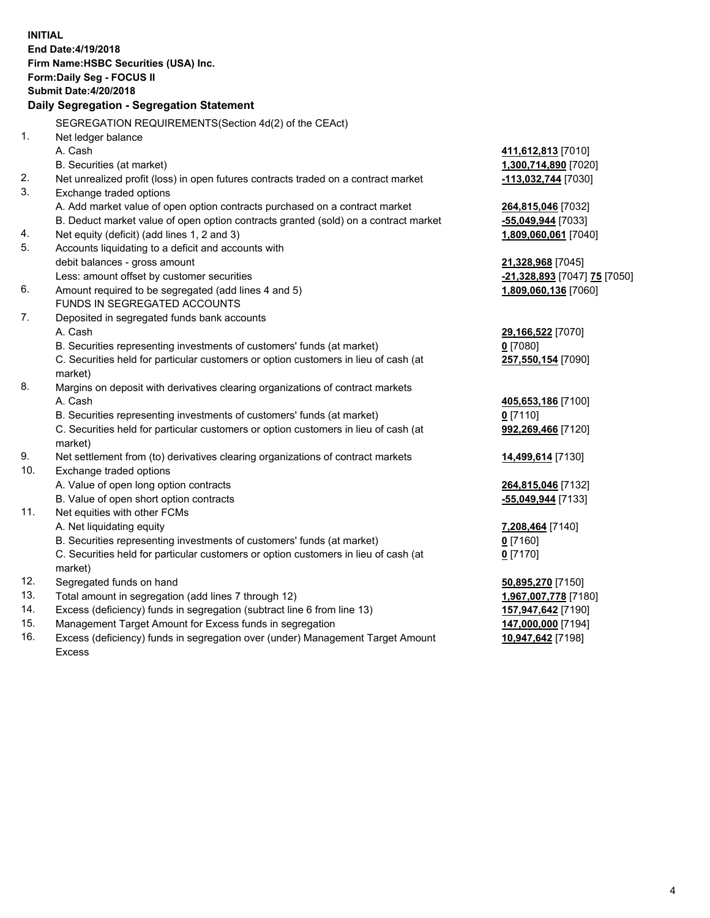**INITIAL**
**End Date:4/19/2018**
**Firm Name:HSBC Securities (USA) Inc.**
**Form:Daily Seg - FOCUS II**
**Submit Date:4/20/2018**

## Daily Segregation - Segregation Statement

SEGREGATION REQUIREMENTS(Section 4d(2) of the CEAct)

| | | |
|---|---|---|
| 1. | Net ledger balance | |
| | A. Cash | **411,612,813** [7010] |
| | B. Securities (at market) | **1,300,714,890** [7020] |
| 2. | Net unrealized profit (loss) in open futures contracts traded on a contract market | **-113,032,744** [7030] |
| 3. | Exchange traded options | |
| | A. Add market value of open option contracts purchased on a contract market | **264,815,046** [7032] |
| | B. Deduct market value of open option contracts granted (sold) on a contract market | **-55,049,944** [7033] |
| 4. | Net equity (deficit) (add lines 1, 2 and 3) | **1,809,060,061** [7040] |
| 5. | Accounts liquidating to a deficit and accounts with debit balances - gross amount | **21,328,968** [7045] |
| | Less: amount offset by customer securities | **-21,328,893** [7047] **75** [7050] |
| 6. | Amount required to be segregated (add lines 4 and 5) | **1,809,060,136** [7060] |
| | FUNDS IN SEGREGATED ACCOUNTS | |
| 7. | Deposited in segregated funds bank accounts | |
| | A. Cash | **29,166,522** [7070] |
| | B. Securities representing investments of customers' funds (at market) | **0** [7080] |
| | C. Securities held for particular customers or option customers in lieu of cash (at market) | **257,550,154** [7090] |
| 8. | Margins on deposit with derivatives clearing organizations of contract markets | |
| | A. Cash | **405,653,186** [7100] |
| | B. Securities representing investments of customers' funds (at market) | **0** [7110] |
| | C. Securities held for particular customers or option customers in lieu of cash (at market) | **992,269,466** [7120] |
| 9. | Net settlement from (to) derivatives clearing organizations of contract markets | **14,499,614** [7130] |
| 10. | Exchange traded options | |
| | A. Value of open long option contracts | **264,815,046** [7132] |
| | B. Value of open short option contracts | **-55,049,944** [7133] |
| 11. | Net equities with other FCMs | |
| | A. Net liquidating equity | **7,208,464** [7140] |
| | B. Securities representing investments of customers' funds (at market) | **0** [7160] |
| | C. Securities held for particular customers or option customers in lieu of cash (at market) | **0** [7170] |
| 12. | Segregated funds on hand | **50,895,270** [7150] |
| 13. | Total amount in segregation (add lines 7 through 12) | **1,967,007,778** [7180] |
| 14. | Excess (deficiency) funds in segregation (subtract line 6 from line 13) | **157,947,642** [7190] |
| 15. | Management Target Amount for Excess funds in segregation | **147,000,000** [7194] |
| 16. | Excess (deficiency) funds in segregation over (under) Management Target Amount Excess | **10,947,642** [7198] |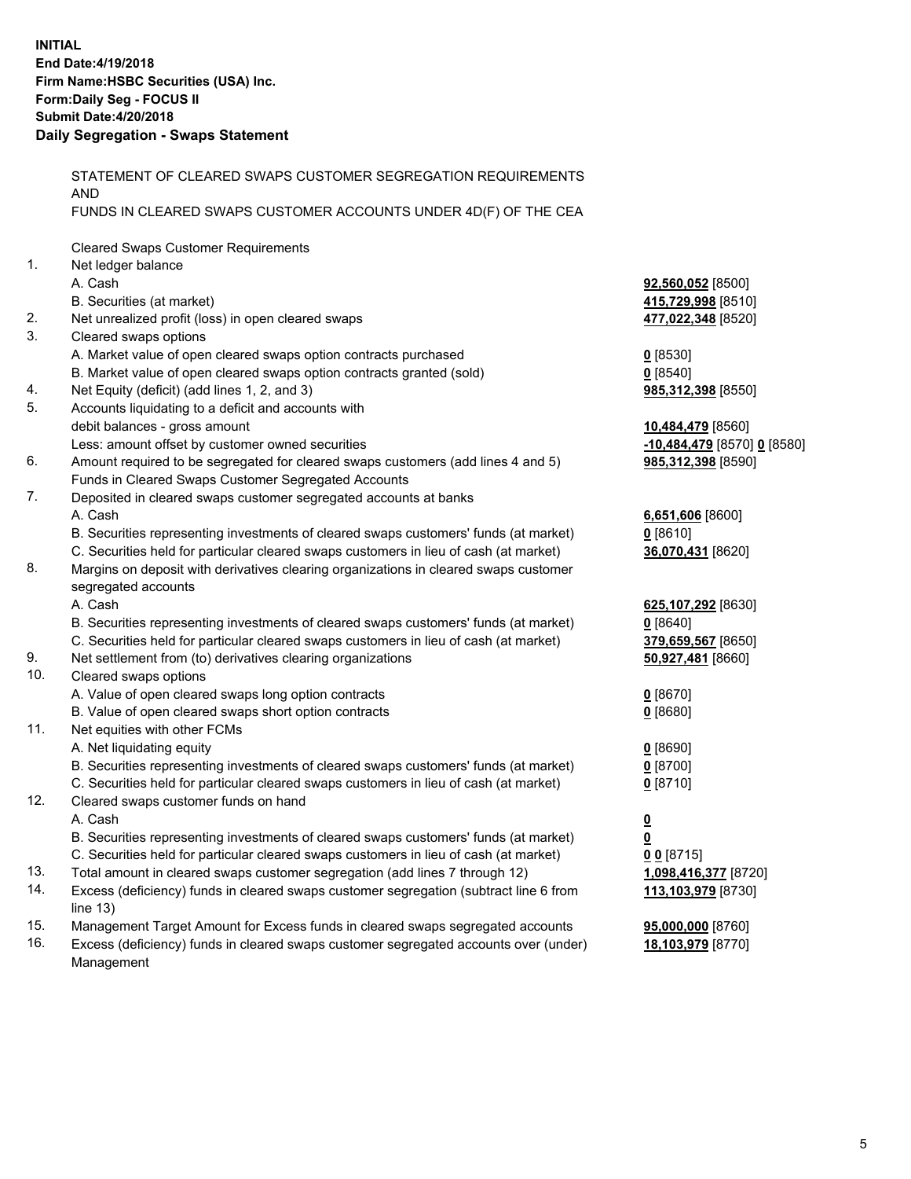**INITIAL**
**End Date:4/19/2018**
**Firm Name:HSBC Securities (USA) Inc.**
**Form:Daily Seg - FOCUS II**
**Submit Date:4/20/2018**
**Daily Segregation - Swaps Statement**

STATEMENT OF CLEARED SWAPS CUSTOMER SEGREGATION REQUIREMENTS AND FUNDS IN CLEARED SWAPS CUSTOMER ACCOUNTS UNDER 4D(F) OF THE CEA

| | | |
|---|---|---|
| | Cleared Swaps Customer Requirements | |
| 1. | Net ledger balance | |
| | A. Cash | **92,560,052** [8500] |
| | B. Securities (at market) | **415,729,998** [8510] |
| 2. | Net unrealized profit (loss) in open cleared swaps | **477,022,348** [8520] |
| 3. | Cleared swaps options | |
| | A. Market value of open cleared swaps option contracts purchased | **0** [8530] |
| | B. Market value of open cleared swaps option contracts granted (sold) | **0** [8540] |
| 4. | Net Equity (deficit) (add lines 1, 2, and 3) | **985,312,398** [8550] |
| 5. | Accounts liquidating to a deficit and accounts with debit balances - gross amount | **10,484,479** [8560] |
| | Less: amount offset by customer owned securities | **-10,484,479** [8570] **0** [8580] |
| 6. | Amount required to be segregated for cleared swaps customers (add lines 4 and 5) | **985,312,398** [8590] |
| | Funds in Cleared Swaps Customer Segregated Accounts | |
| 7. | Deposited in cleared swaps customer segregated accounts at banks | |
| | A. Cash | **6,651,606** [8600] |
| | B. Securities representing investments of cleared swaps customers' funds (at market) | **0** [8610] |
| | C. Securities held for particular cleared swaps customers in lieu of cash (at market) | **36,070,431** [8620] |
| 8. | Margins on deposit with derivatives clearing organizations in cleared swaps customer segregated accounts | |
| | A. Cash | **625,107,292** [8630] |
| | B. Securities representing investments of cleared swaps customers' funds (at market) | **0** [8640] |
| | C. Securities held for particular cleared swaps customers in lieu of cash (at market) | **379,659,567** [8650] |
| 9. | Net settlement from (to) derivatives clearing organizations | **50,927,481** [8660] |
| 10. | Cleared swaps options | |
| | A. Value of open cleared swaps long option contracts | **0** [8670] |
| | B. Value of open cleared swaps short option contracts | **0** [8680] |
| 11. | Net equities with other FCMs | |
| | A. Net liquidating equity | **0** [8690] |
| | B. Securities representing investments of cleared swaps customers' funds (at market) | **0** [8700] |
| | C. Securities held for particular cleared swaps customers in lieu of cash (at market) | **0** [8710] |
| 12. | Cleared swaps customer funds on hand | |
| | A. Cash | **0** |
| | B. Securities representing investments of cleared swaps customers' funds (at market) | **0** |
| | C. Securities held for particular cleared swaps customers in lieu of cash (at market) | **0** **0** [8715] |
| 13. | Total amount in cleared swaps customer segregation (add lines 7 through 12) | **1,098,416,377** [8720] |
| 14. | Excess (deficiency) funds in cleared swaps customer segregation (subtract line 6 from line 13) | **113,103,979** [8730] |
| 15. | Management Target Amount for Excess funds in cleared swaps segregated accounts | **95,000,000** [8760] |
| 16. | Excess (deficiency) funds in cleared swaps customer segregated accounts over (under) Management | **18,103,979** [8770] |